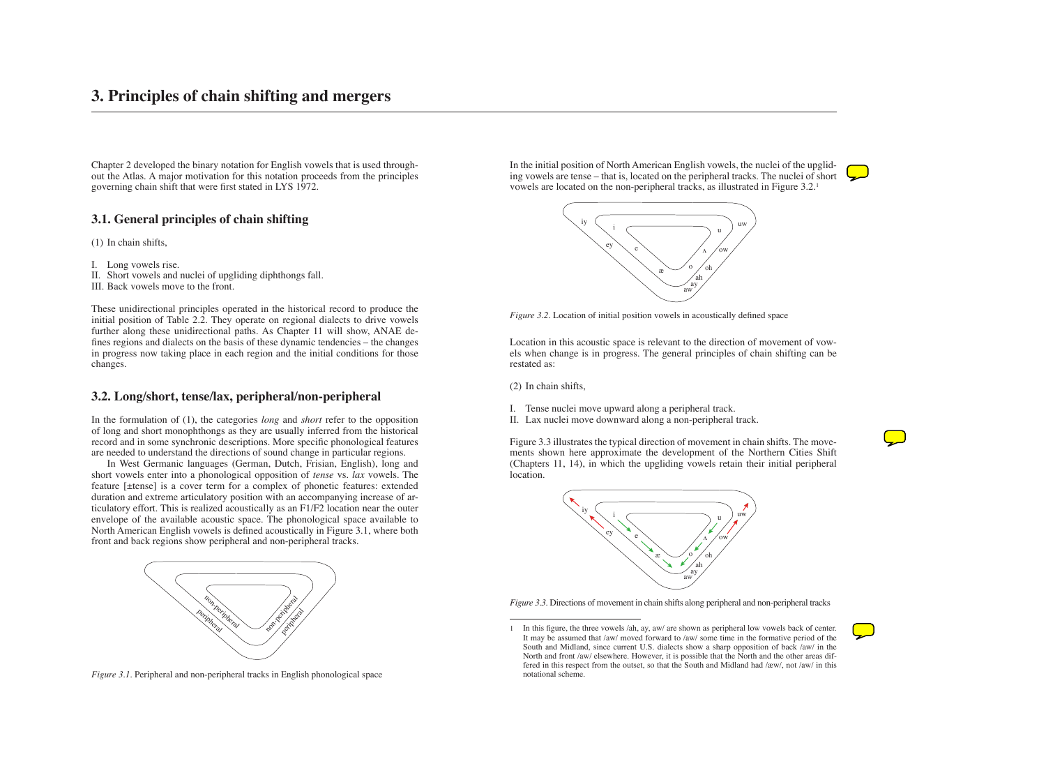# 3. Principles of chain shifting and mergers

Chapter 2 developed the binary notation for English vowels that is used throughout the Atlas. A major motivation for this notation proceeds from the principles governing chain shift that were first stated in LYS 1972.

## 3.1. General principles of chain shifting

(1) In chain shifts,

I. Long vowels rise.
II. Short vowels and nuclei of upgliding diphthongs fall.
III. Back vowels move to the front.

These unidirectional principles operated in the historical record to produce the initial position of Table 2.2. They operate on regional dialects to drive vowels further along these unidirectional paths. As Chapter 11 will show, ANAE defines regions and dialects on the basis of these dynamic tendencies – the changes in progress now taking place in each region and the initial conditions for those changes.

## 3.2. Long/short, tense/lax, peripheral/non-peripheral

In the formulation of (1), the categories *long* and *short* refer to the opposition of long and short monophthongs as they are usually inferred from the historical record and in some synchronic descriptions. More specific phonological features are needed to understand the directions of sound change in particular regions.

In West Germanic languages (German, Dutch, Frisian, English), long and short vowels enter into a phonological opposition of *tense* vs. *lax* vowels. The feature [±tense] is a cover term for a complex of phonetic features: extended duration and extreme articulatory position with an accompanying increase of articulatory effort. This is realized acoustically as an F1/F2 location near the outer envelope of the available acoustic space. The phonological space available to North American English vowels is defined acoustically in Figure 3.1, where both front and back regions show peripheral and non-peripheral tracks.

*Figure 3.1*. Peripheral and non-peripheral tracks in English phonological space

In the initial position of North American English vowels, the nuclei of the upgliding vowels are tense – that is, located on the peripheral tracks. The nuclei of short vowels are located on the non-peripheral tracks, as illustrated in Figure 3.2.[1]

*Figure 3.2*. Location of initial position vowels in acoustically defined space

Location in this acoustic space is relevant to the direction of movement of vowels when change is in progress. The general principles of chain shifting can be restated as:

(2) In chain shifts,

I. Tense nuclei move upward along a peripheral track.
II. Lax nuclei move downward along a non-peripheral track.

Figure 3.3 illustrates the typical direction of movement in chain shifts. The movements shown here approximate the development of the Northern Cities Shift (Chapters 11, 14), in which the upgliding vowels retain their initial peripheral location.

*Figure 3.3*. Directions of movement in chain shifts along peripheral and non-peripheral tracks

[1] In this figure, the three vowels /ah, ay, aw/ are shown as peripheral low vowels back of center. It may be assumed that /aw/ moved forward to /aw/ some time in the formative period of the South and Midland, since current U.S. dialects show a sharp opposition of back /aw/ in the North and front /aw/ elsewhere. However, it is possible that the North and the other areas differed in this respect from the outset, so that the South and Midland had /æw/, not /aw/ in this notational scheme.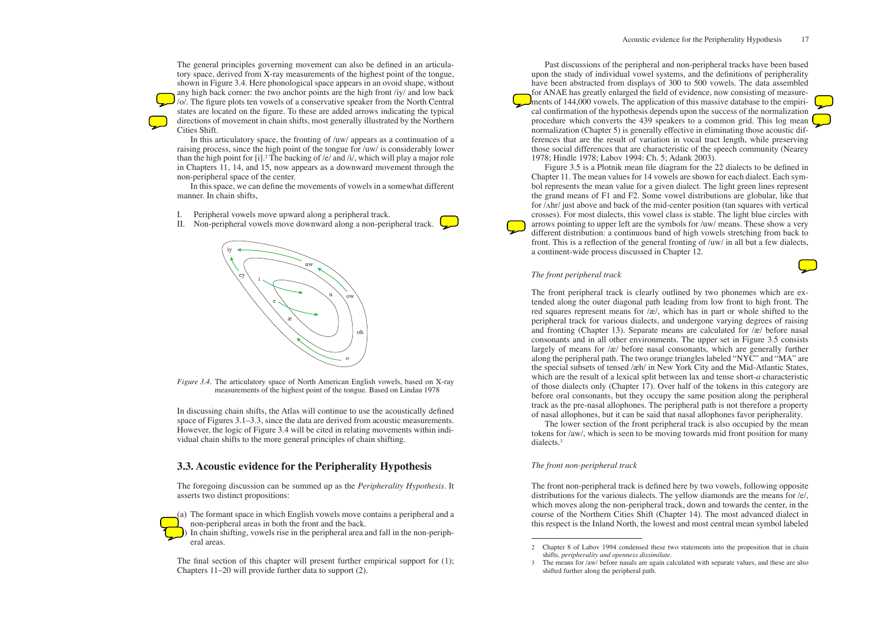The general principles governing movement can also be defined in an articulatory space, derived from X-ray measurements of the highest point of the tongue, shown in Figure 3.4. Here phonological space appears in an ovoid shape, without any high back corner: the two anchor points are the high front /iy/ and low back /o/. The figure plots ten vowels of a conservative speaker from the North Central states are located on the figure. To these are added arrows indicating the typical directions of movement in chain shifts, most generally illustrated by the Northern Cities Shift.

In this articulatory space, the fronting of /uw/ appears as a continuation of a raising process, since the high point of the tongue for /uw/ is considerably lower than the high point for [i].[2] The backing of /e/ and /i/, which will play a major role in Chapters 11, 14, and 15, now appears as a downward movement through the non-peripheral space of the center.

In this space, we can define the movements of vowels in a somewhat different manner. In chain shifts,

I. Peripheral vowels move upward along a peripheral track.
II. Non-peripheral vowels move downward along a non-peripheral track.

*Figure 3.4*. The articulatory space of North American English vowels, based on X-ray measurements of the highest point of the tongue. Based on Lindau 1978

In discussing chain shifts, the Atlas will continue to use the acoustically defined space of Figures 3.1–3.3, since the data are derived from acoustic measurements. However, the logic of Figure 3.4 will be cited in relating movements within individual chain shifts to the more general principles of chain shifting.

## 3.3. Acoustic evidence for the Peripherality Hypothesis

The foregoing discussion can be summed up as the *Peripherality Hypothesis*. It asserts two distinct propositions:

(a) The formant space in which English vowels move contains a peripheral and a non-peripheral areas in both the front and the back.
(b) In chain shifting, vowels rise in the peripheral area and fall in the non-peripheral areas.

The final section of this chapter will present further empirical support for (1); Chapters 11–20 will provide further data to support (2).

Past discussions of the peripheral and non-peripheral tracks have been based upon the study of individual vowel systems, and the definitions of peripherality have been abstracted from displays of 300 to 500 vowels. The data assembled for ANAE has greatly enlarged the field of evidence, now consisting of measurements of 144,000 vowels. The application of this massive database to the empirical confirmation of the hypothesis depends upon the success of the normalization procedure which converts the 439 speakers to a common grid. This log mean normalization (Chapter 5) is generally effective in eliminating those acoustic differences that are the result of variation in vocal tract length, while preserving those social differences that are characteristic of the speech community (Nearey 1978; Hindle 1978; Labov 1994: Ch. 5; Adank 2003).

Figure 3.5 is a Plotnik mean file diagram for the 22 dialects to be defined in Chapter 11. The mean values for 14 vowels are shown for each dialect. Each symbol represents the mean value for a given dialect. The light green lines represent the grand means of F1 and F2. Some vowel distributions are globular, like that for /ʌhr/ just above and back of the mid-center position (tan squares with vertical crosses). For most dialects, this vowel class is stable. The light blue circles with arrows pointing to upper left are the symbols for /uw/ means. These show a very different distribution: a continuous band of high vowels stretching from back to front. This is a reflection of the general fronting of /uw/ in all but a few dialects, a continent-wide process discussed in Chapter 12.

### *The front peripheral track*

The front peripheral track is clearly outlined by two phonemes which are extended along the outer diagonal path leading from low front to high front. The red squares represent means for /æ/, which has in part or whole shifted to the peripheral track for various dialects, and undergone varying degrees of raising and fronting (Chapter 13). Separate means are calculated for /æ/ before nasal consonants and in all other environments. The upper set in Figure 3.5 consists largely of means for /æ/ before nasal consonants, which are generally further along the peripheral path. The two orange triangles labeled "NYC" and "MA" are the special subsets of tensed /æh/ in New York City and the Mid-Atlantic States, which are the result of a lexical split between lax and tense short-*a* characteristic of those dialects only (Chapter 17). Over half of the tokens in this category are before oral consonants, but they occupy the same position along the peripheral track as the pre-nasal allophones. The peripheral path is not therefore a property of nasal allophones, but it can be said that nasal allophones favor peripherality.

The lower section of the front peripheral track is also occupied by the mean tokens for /aw/, which is seen to be moving towards mid front position for many dialects.[3]

### *The front non-peripheral track*

The front non-peripheral track is defined here by two vowels, following opposite distributions for the various dialects. The yellow diamonds are the means for /e/, which moves along the non-peripheral track, down and towards the center, in the course of the Northern Cities Shift (Chapter 14). The most advanced dialect in this respect is the Inland North, the lowest and most central mean symbol labeled

---

2 Chapter 8 of Labov 1994 condensed these two statements into the proposition that in chain shifts, *peripherality and openness dissimilate*.

3 The means for /aw/ before nasals are again calculated with separate values, and these are also shifted further along the peripheral path.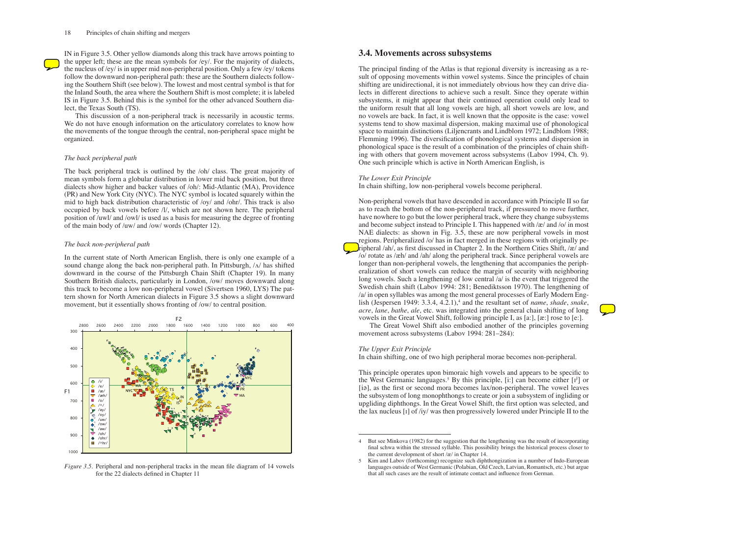IN in Figure 3.5. Other yellow diamonds along this track have arrows pointing to the upper left; these are the mean symbols for /ey/. For the majority of dialects, the nucleus of /ey/ is in upper mid non-peripheral position. Only a few /ey/ tokens follow the downward non-peripheral path: these are the Southern dialects following the Southern Shift (see below). The lowest and most central symbol is that for the Inland South, the area where the Southern Shift is most complete; it is labeled IS in Figure 3.5. Behind this is the symbol for the other advanced Southern dialect, the Texas South (TS).

This discussion of a non-peripheral track is necessarily in acoustic terms. We do not have enough information on the articulatory correlates to know how the movements of the tongue through the central, non-peripheral space might be organized.

*The back peripheral path*

The back peripheral track is outlined by the /oh/ class. The great majority of mean symbols form a globular distribution in lower mid back position, but three dialects show higher and backer values of /oh/: Mid-Atlantic (MA), Providence (PR) and New York City (NYC). The NYC symbol is located squarely within the mid to high back distribution characteristic of /oy/ and /ohr/. This track is also occupied by back vowels before /l/, which are not shown here. The peripheral position of /uwl/ and /owl/ is used as a basis for measuring the degree of fronting of the main body of /uw/ and /ow/ words (Chapter 12).

*The back non-peripheral path*

In the current state of North American English, there is only one example of a sound change along the back non-peripheral path. In Pittsburgh, /ʌ/ has shifted downward in the course of the Pittsburgh Chain Shift (Chapter 19). In many Southern British dialects, particularly in London, /ow/ moves downward along this track to become a low non-peripheral vowel (Sivertsen 1960, LYS) The pattern shown for North American dialects in Figure 3.5 shows a slight downward movement, but it essentially shows fronting of /ow/ to central position.

F2
2800 2600 2400 2200 2000 1800 1600 1400 1200 1000 800 600 400
F1
300 400 500 600 700 800 900 1000
/i/ /e/ /æ/ /æh/ /o/ /ʌ/ /ay/ /oy/ /uw/ /ow/ /aw/ /oh/ /ohr/ /ʌhr/
NYC MA TS IN IS NYC PR MA

*Figure 3.5*. Peripheral and non-peripheral tracks in the mean file diagram of 14 vowels for the 22 dialects defined in Chapter 11

## 3.4. Movements across subsystems

The principal finding of the Atlas is that regional diversity is increasing as a result of opposing movements within vowel systems. Since the principles of chain shifting are unidirectional, it is not immediately obvious how they can drive dialects in different directions to achieve such a result. Since they operate within subsystems, it might appear that their continued operation could only lead to the uniform result that all long vowels are high, all short vowels are low, and no vowels are back. In fact, it is well known that the opposite is the case: vowel systems tend to show maximal dispersion, making maximal use of phonological space to maintain distinctions (Liljencrants and Lindblom 1972; Lindblom 1988; Flemming 1996). The diversification of phonological systems and dispersion in phonological space is the result of a combination of the principles of chain shifting with others that govern movement across subsystems (Labov 1994, Ch. 9). One such principle which is active in North American English, is

*The Lower Exit Principle*
In chain shifting, low non-peripheral vowels become peripheral.

Non-peripheral vowels that have descended in accordance with Principle II so far as to reach the bottom of the non-peripheral track, if pressured to move further, have nowhere to go but the lower peripheral track, where they change subsystems and become subject instead to Principle I. This happened with /æ/ and /o/ in most NAE dialects: as shown in Fig. 3.5, these are now peripheral vowels in most regions. Peripheralized /o/ has in fact merged in these regions with originally peripheral /ah/, as first discussed in Chapter 2. In the Northern Cities Shift, /æ/ and /o/ rotate as /æh/ and /ah/ along the peripheral track. Since peripheral vowels are longer than non-peripheral vowels, the lengthening that accompanies the peripheralization of short vowels can reduce the margin of security with neighboring long vowels. Such a lengthening of low central /a/ is the event that triggered the Swedish chain shift (Labov 1994: 281; Benediktsson 1970). The lengthening of /a/ in open syllables was among the most general processes of Early Modern English (Jespersen 1949: 3.3.4, 4.2.1),[4] and the resultant set of *name*, *shade*, *snake*, *acre*, *lane*, *bathe*, *ale*, etc. was integrated into the general chain shifting of long vowels in the Great Vowel Shift, following principle I, as [aː], [æː] rose to [eː].

The Great Vowel Shift also embodied another of the principles governing movement across subsystems (Labov 1994: 281–284):

*The Upper Exit Principle*
In chain shifting, one of two high peripheral morae becomes non-peripheral.

This principle operates upon bimoraic high vowels and appears to be specific to the West Germanic languages.[5] By this principle, [iː] can become either [ɪʲ] or [iə], as the first or second mora becomes lax/non-peripheral. The vowel leaves the subsystem of long monophthongs to create or join a subsystem of ingliding or upgliding diphthongs. In the Great Vowel Shift, the first option was selected, and the lax nucleus [ɪ] of /iy/ was then progressively lowered under Principle II to the

---

4 But see Minkova (1982) for the suggestion that the lengthening was the result of incorporating final schwa within the stressed syllable. This possibility brings the historical process closer to the current development of short /æ/ in Chapter 14.

5 Kim and Labov (forthcoming) recognize such diphthongization in a number of Indo-European languages outside of West Germanic (Polabian, Old Czech, Latvian, Romantsch, etc.) but argue that all such cases are the result of intimate contact and influence from German.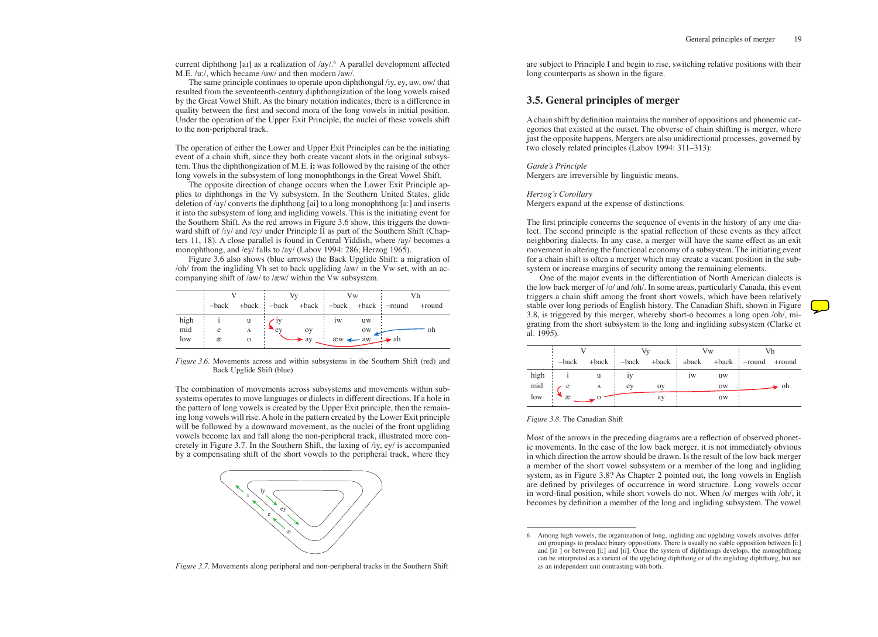current diphthong [aɪ] as a realization of /ay/.[6] A parallel development affected M.E. /u:/, which became /uw/ and then modern /aw/.

The same principle continues to operate upon diphthongal /iy, ey, uw, ow/ that resulted from the seventeenth-century diphthongization of the long vowels raised by the Great Vowel Shift. As the binary notation indicates, there is a difference in quality between the first and second mora of the long vowels in initial position. Under the operation of the Upper Exit Principle, the nuclei of these vowels shift to the non-peripheral track.

The operation of either the Lower and Upper Exit Principles can be the initiating event of a chain shift, since they both create vacant slots in the original subsystem. Thus the diphthongization of M.E. **i:** was followed by the raising of the other long vowels in the subsystem of long monophthongs in the Great Vowel Shift.

The opposite direction of change occurs when the Lower Exit Principle applies to diphthongs in the Vy subsystem. In the Southern United States, glide deletion of /ay/ converts the diphthong [ai] to a long monophthong [a:] and inserts it into the subsystem of long and ingliding vowels. This is the initiating event for the Southern Shift. As the red arrows in Figure 3.6 show, this triggers the downward shift of /iy/ and /ey/ under Principle II as part of the Southern Shift (Chapters 11, 18). A close parallel is found in Central Yiddish, where /ay/ becomes a monophthong, and /ey/ falls to /ay/ (Labov 1994: 286; Herzog 1965).

Figure 3.6 also shows (blue arrows) the Back Upglide Shift: a migration of /oh/ from the ingliding Vh set to back upgliding /aw/ in the Vw set, with an accompanying shift of /aw/ to /æw/ within the Vw subsystem.

| | V | | Vy | | Vw | | Vh | |
|---|---|---|---|---|---|---|---|---|
| | −back | +back | −back | +back | −back | +back | −round | +round |
| high | i | u | iy | | iw | uw | | |
| mid | e | ʌ | ey | oy | | ow | | oh |
| low | æ | o | | ay | æw | aw | ah | |

*Figure 3.6*. Movements across and within subsystems in the Southern Shift (red) and Back Upglide Shift (blue)

The combination of movements across subsystems and movements within subsystems operates to move languages or dialects in different directions. If a hole in the pattern of long vowels is created by the Upper Exit principle, then the remaining long vowels will rise. A hole in the pattern created by the Lower Exit principle will be followed by a downward movement, as the nuclei of the front upgliding vowels become lax and fall along the non-peripheral track, illustrated more concretely in Figure 3.7. In the Southern Shift, the laxing of /iy, ey/ is accompanied by a compensating shift of the short vowels to the peripheral track, where they

i
iy
ey
e
æ

*Figure 3.7*. Movements along peripheral and non-peripheral tracks in the Southern Shift

are subject to Principle I and begin to rise, switching relative positions with their long counterparts as shown in the figure.

## 3.5. General principles of merger

A chain shift by definition maintains the number of oppositions and phonemic categories that existed at the outset. The obverse of chain shifting is merger, where just the opposite happens. Mergers are also unidirectional processes, governed by two closely related principles (Labov 1994: 311–313):

*Garde's Principle*
Mergers are irreversible by linguistic means.

*Herzog's Corollary*
Mergers expand at the expense of distinctions.

The first principle concerns the sequence of events in the history of any one dialect. The second principle is the spatial reflection of these events as they affect neighboring dialects. In any case, a merger will have the same effect as an exit movement in altering the functional economy of a subsystem. The initiating event for a chain shift is often a merger which may create a vacant position in the subsystem or increase margins of security among the remaining elements.

One of the major events in the differentiation of North American dialects is the low back merger of /o/ and /oh/. In some areas, particularly Canada, this event triggers a chain shift among the front short vowels, which have been relatively stable over long periods of English history. The Canadian Shift, shown in Figure 3.8, is triggered by this merger, whereby short-o becomes a long open /oh/, migrating from the short subsystem to the long and ingliding subsystem (Clarke et al. 1995).

| | V | | Vy | | Vw | | Vh | |
|---|---|---|---|---|---|---|---|---|
| | −back | +back | −back | +back | ±back | +back | −round | +round |
| high | i | u | iy | | iw | uw | | |
| mid | e | ʌ | ey | oy | | ow | | oh |
| low | æ | o | | ay | | ɑw | | |

*Figure 3.8*. The Canadian Shift

Most of the arrows in the preceding diagrams are a reflection of observed phonetic movements. In the case of the low back merger, it is not immediately obvious in which direction the arrow should be drawn. Is the result of the low back merger a member of the short vowel subsystem or a member of the long and ingliding system, as in Figure 3.8? As Chapter 2 pointed out, the long vowels in English are defined by privileges of occurrence in word structure. Long vowels occur in word-final position, while short vowels do not. When /o/ merges with /oh/, it becomes by definition a member of the long and ingliding subsystem. The vowel

6 Among high vowels, the organization of long, ingliding and upgliding vowels involves different groupings to produce binary oppositions. There is usually no stable opposition between [i:] and [iə] or between [i:] and [ɪi]. Once the system of diphthongs develops, the monophthong can be interpreted as a variant of the upgliding diphthong or of the ingliding diphthong, but not as an independent unit contrasting with both.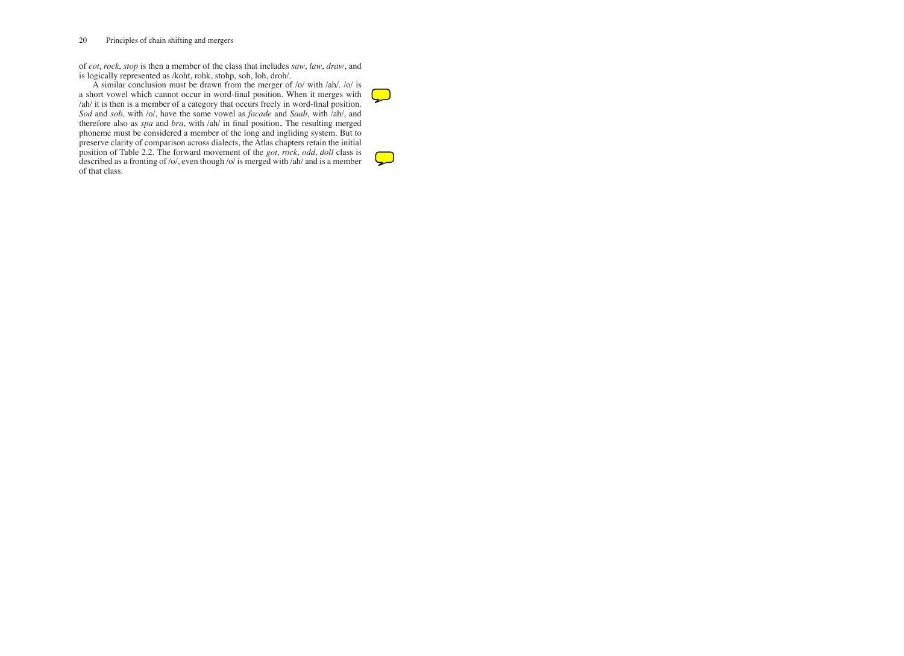of *cot*, *rock*, *stop* is then a member of the class that includes *saw*, *law*, *draw*, and is logically represented as /koht, rohk, stohp, soh, loh, droh/.

A similar conclusion must be drawn from the merger of /o/ with /ah/. /o/ is a short vowel which cannot occur in word-final position. When it merges with /ah/ it is then is a member of a category that occurs freely in word-final position. *Sod* and *sob*, with /o/, have the same vowel as *facade* and *Saab*, with /ah/, and therefore also as *spa* and *bra*, with /ah/ in final position. The resulting merged phoneme must be considered a member of the long and ingliding system. But to preserve clarity of comparison across dialects, the Atlas chapters retain the initial position of Table 2.2. The forward movement of the *got*, *rock*, *odd*, *doll* class is described as a fronting of /o/, even though /o/ is merged with /ah/ and is a member of that class.